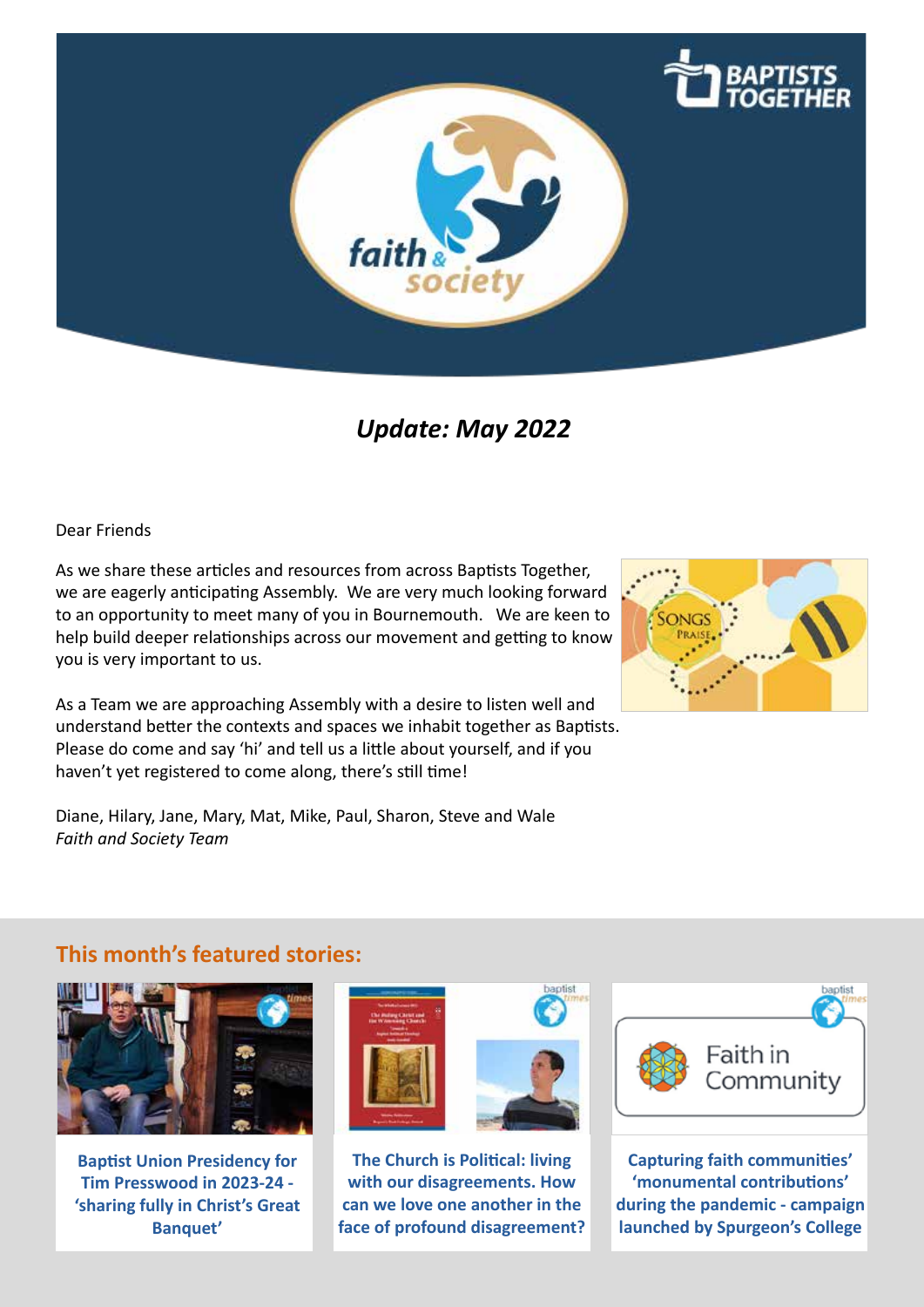# Update: May 2022

Dear Friends

As we share these articles and resources from across Baptists Together, we are eagerly anticipating Assembly. We are very much looking forward to an opportunity to meet many of you in Bournemouth. We are keen to help build deeper relationships across our movement and getting to know you is very important to us.

As a Team we are approaching Assembly with a desire to listen well and understand better the contexts and spaces we inhabit together as Baptists. Please do come and say 'hi' and tell us a little about yourself, and if you haven't yet registered to come along, there's still time!

Diane, Hilary, Jane, Mary, Mat, Mike, Paul, Sharon, Steve and Wale
*Faith and Society Team*

## This month's featured stories:

**Baptist Union Presidency for Tim Presswood in 2023-24 - 'sharing fully in Christ's Great Banquet'**

**The Church is Political: living with our disagreements. How can we love one another in the face of profound disagreement?**

**Capturing faith communities' 'monumental contributions' during the pandemic - campaign launched by Spurgeon's College**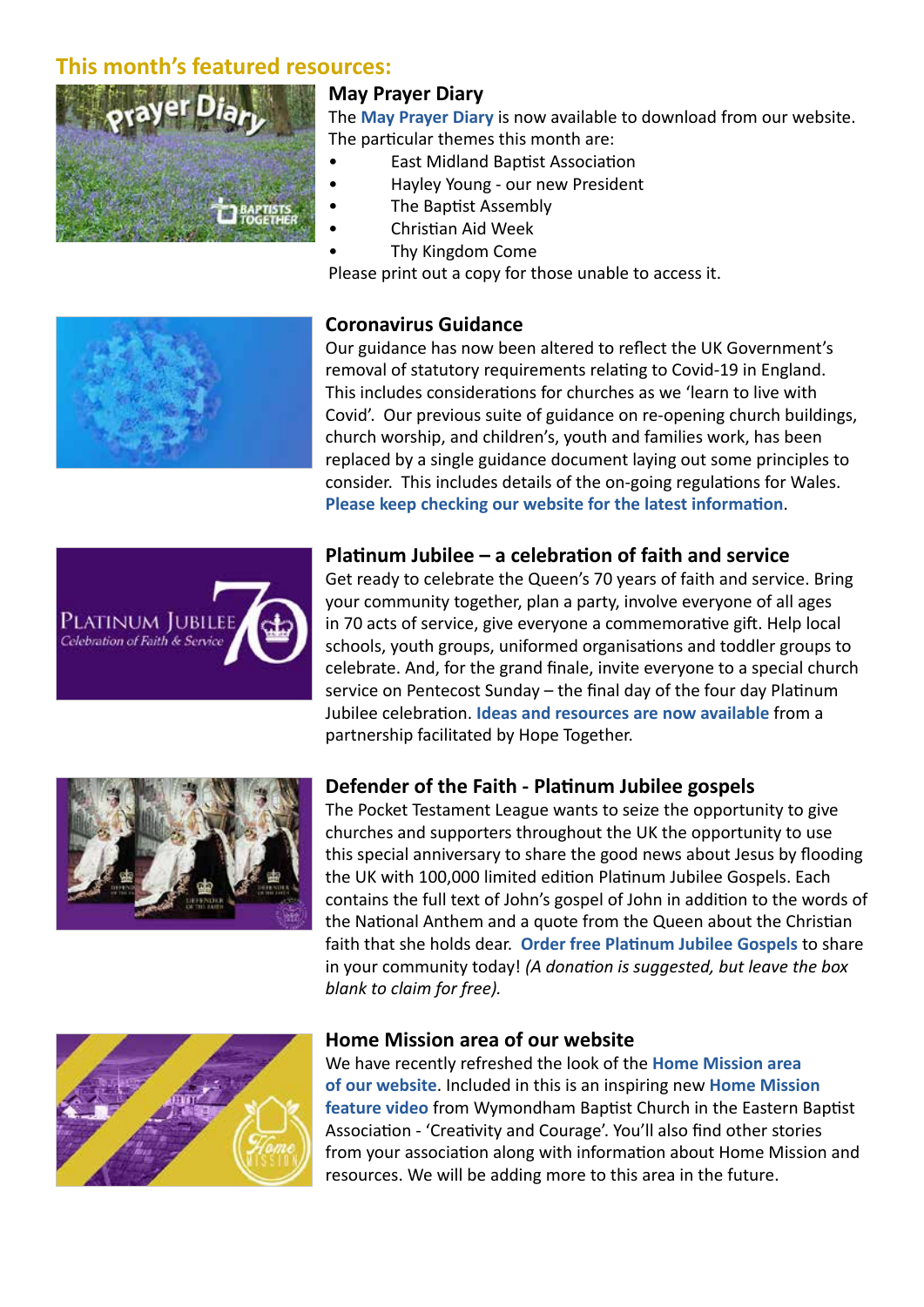## This month's featured resources:

### May Prayer Diary

The May Prayer Diary is now available to download from our website. The particular themes this month are:

- East Midland Baptist Association
- Hayley Young - our new President
- The Baptist Assembly
- Christian Aid Week
- Thy Kingdom Come

Please print out a copy for those unable to access it.

### Coronavirus Guidance

Our guidance has now been altered to reflect the UK Government's removal of statutory requirements relating to Covid-19 in England. This includes considerations for churches as we 'learn to live with Covid'. Our previous suite of guidance on re-opening church buildings, church worship, and children's, youth and families work, has been replaced by a single guidance document laying out some principles to consider. This includes details of the on-going regulations for Wales. **Please keep checking our website for the latest information**.

### Platinum Jubilee – a celebration of faith and service

Get ready to celebrate the Queen's 70 years of faith and service. Bring your community together, plan a party, involve everyone of all ages in 70 acts of service, give everyone a commemorative gift. Help local schools, youth groups, uniformed organisations and toddler groups to celebrate. And, for the grand finale, invite everyone to a special church service on Pentecost Sunday – the final day of the four day Platinum Jubilee celebration. **Ideas and resources are now available** from a partnership facilitated by Hope Together.

### Defender of the Faith - Platinum Jubilee gospels

The Pocket Testament League wants to seize the opportunity to give churches and supporters throughout the UK the opportunity to use this special anniversary to share the good news about Jesus by flooding the UK with 100,000 limited edition Platinum Jubilee Gospels. Each contains the full text of John's gospel of John in addition to the words of the National Anthem and a quote from the Queen about the Christian faith that she holds dear. **Order free Platinum Jubilee Gospels** to share in your community today! *(A donation is suggested, but leave the box blank to claim for free).*

### Home Mission area of our website

We have recently refreshed the look of the **Home Mission area of our website**. Included in this is an inspiring new **Home Mission feature video** from Wymondham Baptist Church in the Eastern Baptist Association - 'Creativity and Courage'. You'll also find other stories from your association along with information about Home Mission and resources. We will be adding more to this area in the future.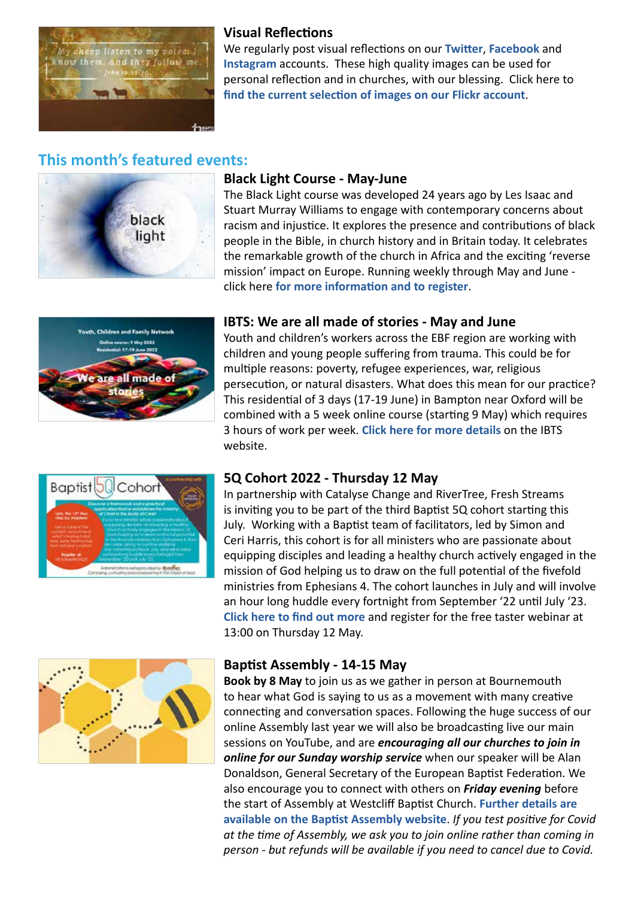### Visual Reflections

We regularly post visual reflections on our **Twitter**, **Facebook** and **Instagram** accounts. These high quality images can be used for personal reflection and in churches, with our blessing. Click here to **find the current selection of images on our Flickr account**.

## This month's featured events:

### Black Light Course - May-June

The Black Light course was developed 24 years ago by Les Isaac and Stuart Murray Williams to engage with contemporary concerns about racism and injustice. It explores the presence and contributions of black people in the Bible, in church history and in Britain today. It celebrates the remarkable growth of the church in Africa and the exciting 'reverse mission' impact on Europe. Running weekly through May and June - click here **for more information and to register**.

### IBTS: We are all made of stories - May and June

Youth and children's workers across the EBF region are working with children and young people suffering from trauma. This could be for multiple reasons: poverty, refugee experiences, war, religious persecution, or natural disasters. What does this mean for our practice? This residential of 3 days (17-19 June) in Bampton near Oxford will be combined with a 5 week online course (starting 9 May) which requires 3 hours of work per week. **Click here for more details** on the IBTS website.

### 5Q Cohort 2022 - Thursday 12 May

In partnership with Catalyse Change and RiverTree, Fresh Streams is inviting you to be part of the third Baptist 5Q cohort starting this July. Working with a Baptist team of facilitators, led by Simon and Ceri Harris, this cohort is for all ministers who are passionate about equipping disciples and leading a healthy church actively engaged in the mission of God helping us to draw on the full potential of the fivefold ministries from Ephesians 4. The cohort launches in July and will involve an hour long huddle every fortnight from September '22 until July '23. **Click here to find out more** and register for the free taster webinar at 13:00 on Thursday 12 May.

### Baptist Assembly - 14-15 May

**Book by 8 May** to join us as we gather in person at Bournemouth to hear what God is saying to us as a movement with many creative connecting and conversation spaces. Following the huge success of our online Assembly last year we will also be broadcasting live our main sessions on YouTube, and are ***encouraging all our churches to join in online for our Sunday worship service*** when our speaker will be Alan Donaldson, General Secretary of the European Baptist Federation. We also encourage you to connect with others on ***Friday evening*** before the start of Assembly at Westcliff Baptist Church. **Further details are available on the Baptist Assembly website**. *If you test positive for Covid at the time of Assembly, we ask you to join online rather than coming in person - but refunds will be available if you need to cancel due to Covid.*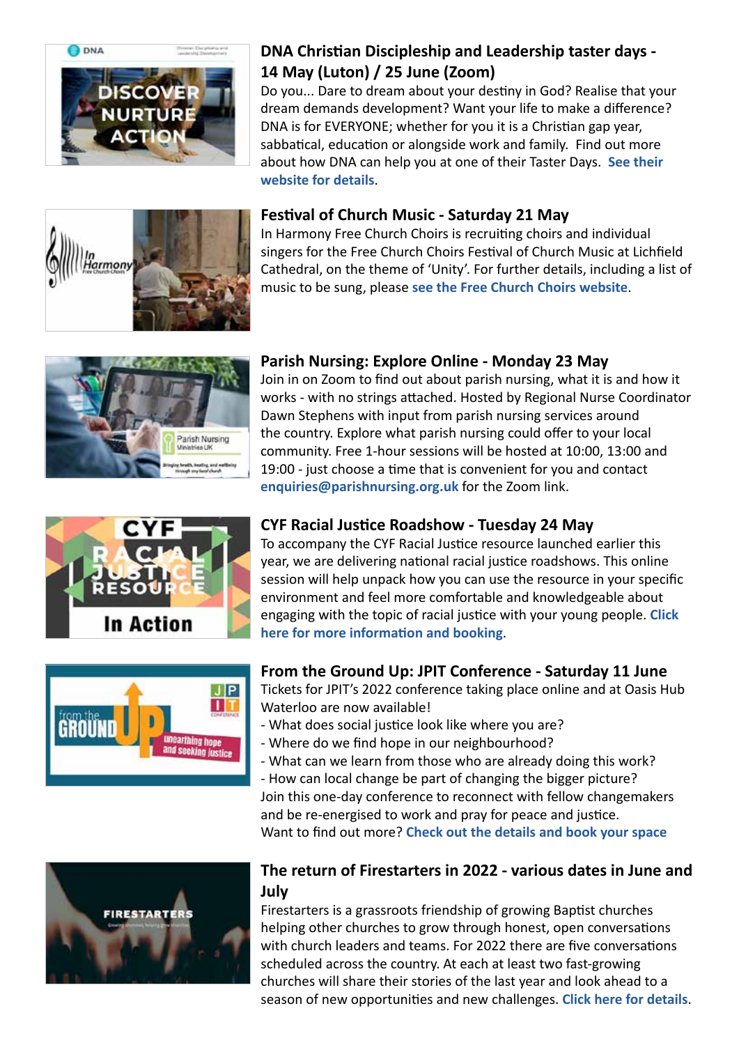## DNA Christian Discipleship and Leadership taster days - 14 May (Luton) / 25 June (Zoom)

Do you... Dare to dream about your destiny in God? Realise that your dream demands development? Want your life to make a difference? DNA is for EVERYONE; whether for you it is a Christian gap year, sabbatical, education or alongside work and family. Find out more about how DNA can help you at one of their Taster Days. **See their website for details**.

## Festival of Church Music - Saturday 21 May

In Harmony Free Church Choirs is recruiting choirs and individual singers for the Free Church Choirs Festival of Church Music at Lichfield Cathedral, on the theme of 'Unity'. For further details, including a list of music to be sung, please **see the Free Church Choirs website**.

## Parish Nursing: Explore Online - Monday 23 May

Join in on Zoom to find out about parish nursing, what it is and how it works - with no strings attached. Hosted by Regional Nurse Coordinator Dawn Stephens with input from parish nursing services around the country. Explore what parish nursing could offer to your local community. Free 1-hour sessions will be hosted at 10:00, 13:00 and 19:00 - just choose a time that is convenient for you and contact **enquiries@parishnursing.org.uk** for the Zoom link.

## CYF Racial Justice Roadshow - Tuesday 24 May

To accompany the CYF Racial Justice resource launched earlier this year, we are delivering national racial justice roadshows. This online session will help unpack how you can use the resource in your specific environment and feel more comfortable and knowledgeable about engaging with the topic of racial justice with your young people. **Click here for more information and booking**.

## From the Ground Up: JPIT Conference - Saturday 11 June

Tickets for JPIT's 2022 conference taking place online and at Oasis Hub Waterloo are now available!

- What does social justice look like where you are?
- Where do we find hope in our neighbourhood?
- What can we learn from those who are already doing this work?
- How can local change be part of changing the bigger picture?

Join this one-day conference to reconnect with fellow changemakers and be re-energised to work and pray for peace and justice.
Want to find out more? **Check out the details and book your space**

## The return of Firestarters in 2022 - various dates in June and July

Firestarters is a grassroots friendship of growing Baptist churches helping other churches to grow through honest, open conversations with church leaders and teams. For 2022 there are five conversations scheduled across the country. At each at least two fast-growing churches will share their stories of the last year and look ahead to a season of new opportunities and new challenges. **Click here for details**.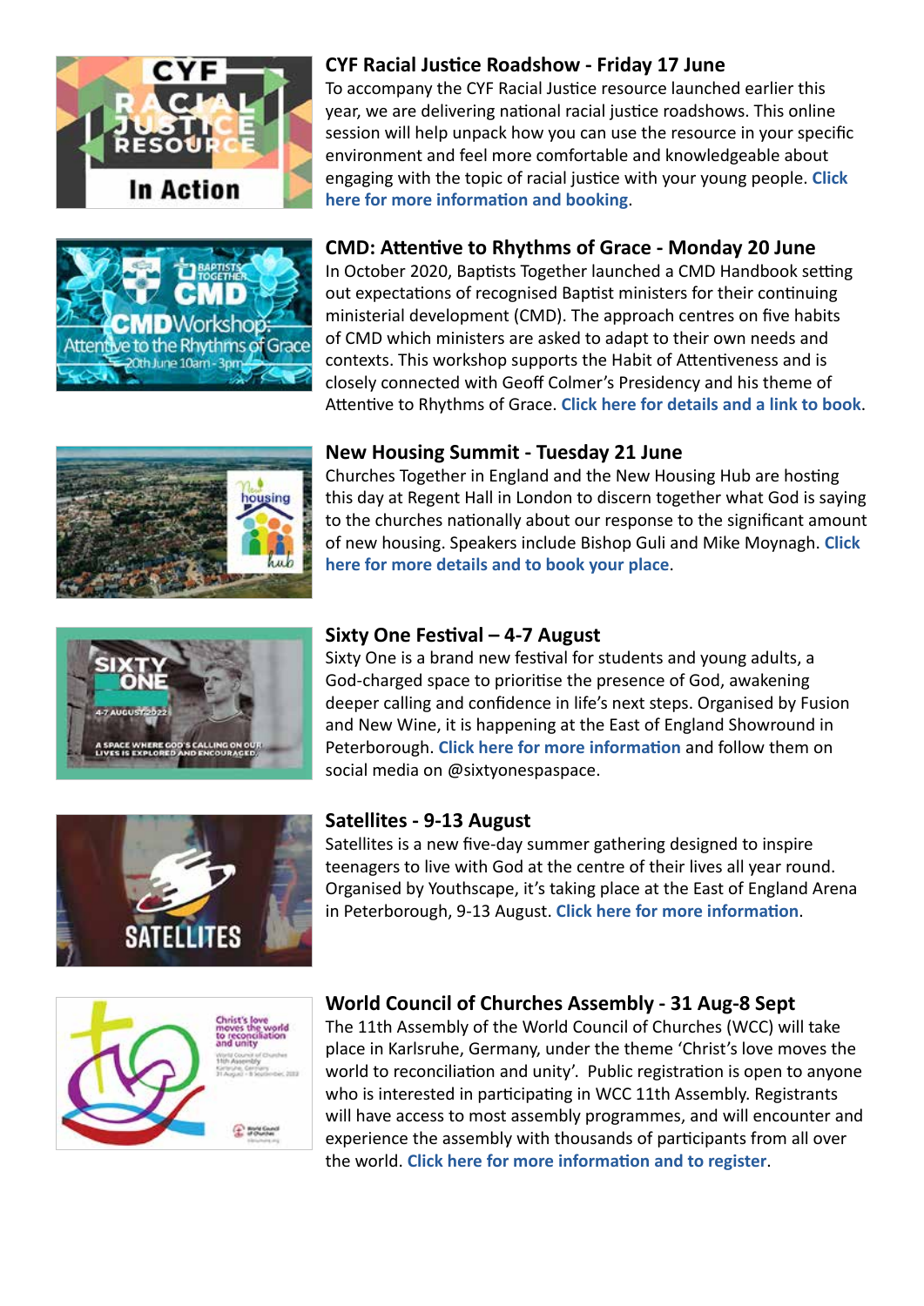## CYF Racial Justice Roadshow - Friday 17 June

To accompany the CYF Racial Justice resource launched earlier this year, we are delivering national racial justice roadshows. This online session will help unpack how you can use the resource in your specific environment and feel more comfortable and knowledgeable about engaging with the topic of racial justice with your young people. **Click here for more information and booking**.

## CMD: Attentive to Rhythms of Grace - Monday 20 June

In October 2020, Baptists Together launched a CMD Handbook setting out expectations of recognised Baptist ministers for their continuing ministerial development (CMD). The approach centres on five habits of CMD which ministers are asked to adapt to their own needs and contexts. This workshop supports the Habit of Attentiveness and is closely connected with Geoff Colmer's Presidency and his theme of Attentive to Rhythms of Grace. **Click here for details and a link to book**.

## New Housing Summit - Tuesday 21 June

Churches Together in England and the New Housing Hub are hosting this day at Regent Hall in London to discern together what God is saying to the churches nationally about our response to the significant amount of new housing. Speakers include Bishop Guli and Mike Moynagh. **Click here for more details and to book your place**.

## Sixty One Festival – 4-7 August

Sixty One is a brand new festival for students and young adults, a God-charged space to prioritise the presence of God, awakening deeper calling and confidence in life's next steps. Organised by Fusion and New Wine, it is happening at the East of England Showround in Peterborough. **Click here for more information** and follow them on social media on @sixtyonespaspace.

## Satellites - 9-13 August

Satellites is a new five-day summer gathering designed to inspire teenagers to live with God at the centre of their lives all year round. Organised by Youthscape, it's taking place at the East of England Arena in Peterborough, 9-13 August. **Click here for more information**.

## World Council of Churches Assembly - 31 Aug-8 Sept

The 11th Assembly of the World Council of Churches (WCC) will take place in Karlsruhe, Germany, under the theme 'Christ's love moves the world to reconciliation and unity'. Public registration is open to anyone who is interested in participating in WCC 11th Assembly. Registrants will have access to most assembly programmes, and will encounter and experience the assembly with thousands of participants from all over the world. **Click here for more information and to register**.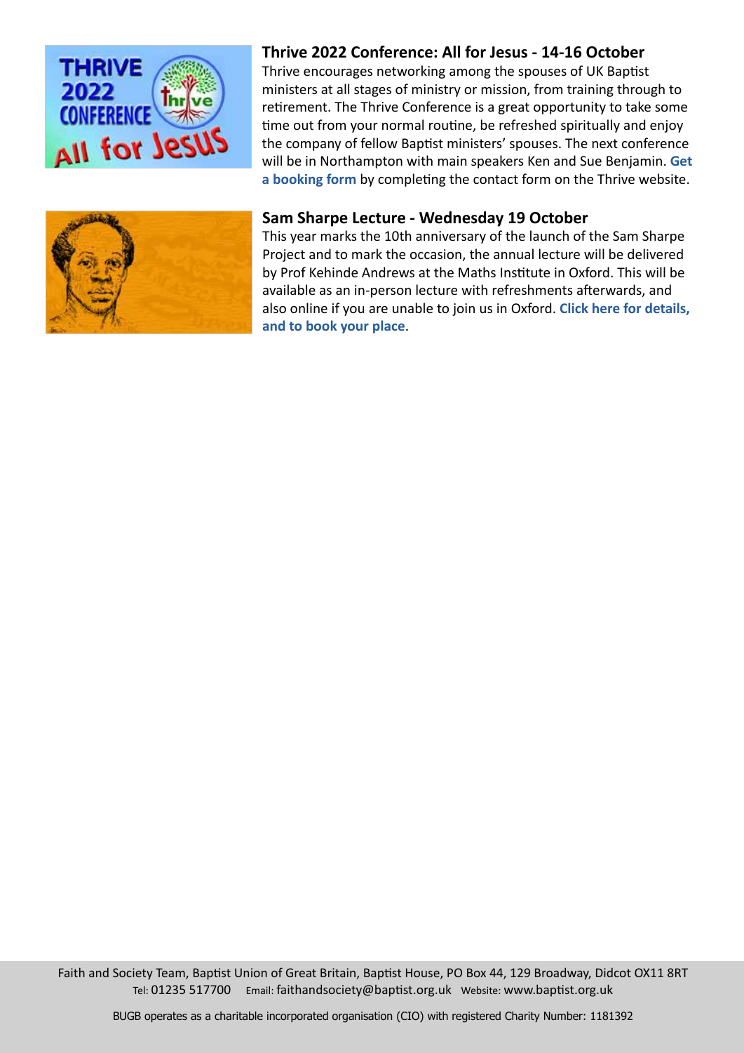### Thrive 2022 Conference: All for Jesus - 14-16 October

Thrive encourages networking among the spouses of UK Baptist ministers at all stages of ministry or mission, from training through to retirement. The Thrive Conference is a great opportunity to take some time out from your normal routine, be refreshed spiritually and enjoy the company of fellow Baptist ministers' spouses. The next conference will be in Northampton with main speakers Ken and Sue Benjamin. **Get a booking form** by completing the contact form on the Thrive website.

### Sam Sharpe Lecture - Wednesday 19 October

This year marks the 10th anniversary of the launch of the Sam Sharpe Project and to mark the occasion, the annual lecture will be delivered by Prof Kehinde Andrews at the Maths Institute in Oxford. This will be available as an in-person lecture with refreshments afterwards, and also online if you are unable to join us in Oxford. **Click here for details, and to book your place**.

Faith and Society Team, Baptist Union of Great Britain, Baptist House, PO Box 44, 129 Broadway, Didcot OX11 8RT
Tel: 01235 517700 Email: faithandsociety@baptist.org.uk Website: www.baptist.org.uk

BUGB operates as a charitable incorporated organisation (CIO) with registered Charity Number: 1181392